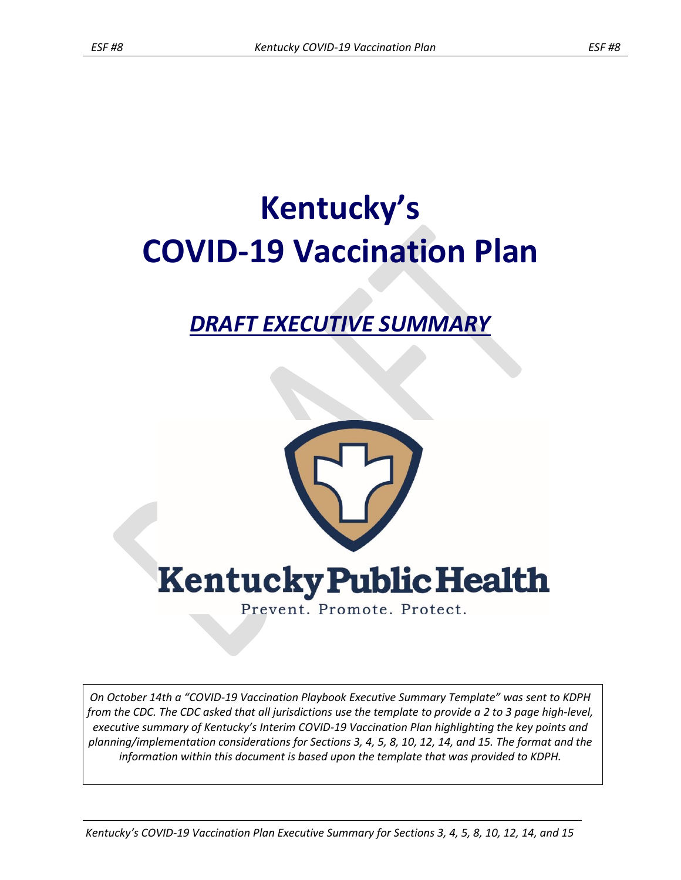# Kentucky's COVID-19 Vaccination Plan

## *DRAFT EXECUTIVE SUMMARY*

Kentucky Public Health

Prevent. Promote. Protect.

*On October 14th a "COVID-19 Vaccination Playbook Executive Summary Template" was sent to KDPH from the CDC. The CDC asked that all jurisdictions use the template to provide a 2 to 3 page high-level, executive summary of Kentucky's Interim COVID-19 Vaccination Plan highlighting the key points and planning/implementation considerations for Sections 3, 4, 5, 8, 10, 12, 14, and 15. The format and the information within this document is based upon the template that was provided to KDPH.*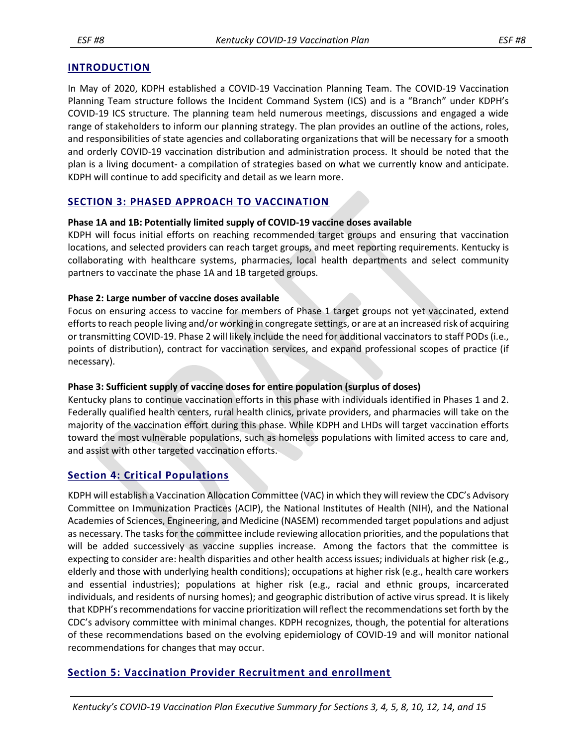## INTRODUCTION

In May of 2020, KDPH established a COVID-19 Vaccination Planning Team. The COVID-19 Vaccination Planning Team structure follows the Incident Command System (ICS) and is a "Branch" under KDPH's COVID-19 ICS structure. The planning team held numerous meetings, discussions and engaged a wide range of stakeholders to inform our planning strategy. The plan provides an outline of the actions, roles, and responsibilities of state agencies and collaborating organizations that will be necessary for a smooth and orderly COVID-19 vaccination distribution and administration process. It should be noted that the plan is a living document- a compilation of strategies based on what we currently know and anticipate. KDPH will continue to add specificity and detail as we learn more.

## SECTION 3: PHASED APPROACH TO VACCINATION

**Phase 1A and 1B: Potentially limited supply of COVID-19 vaccine doses available**

KDPH will focus initial efforts on reaching recommended target groups and ensuring that vaccination locations, and selected providers can reach target groups, and meet reporting requirements. Kentucky is collaborating with healthcare systems, pharmacies, local health departments and select community partners to vaccinate the phase 1A and 1B targeted groups.

**Phase 2: Large number of vaccine doses available**

Focus on ensuring access to vaccine for members of Phase 1 target groups not yet vaccinated, extend efforts to reach people living and/or working in congregate settings, or are at an increased risk of acquiring or transmitting COVID-19. Phase 2 will likely include the need for additional vaccinators to staff PODs (i.e., points of distribution), contract for vaccination services, and expand professional scopes of practice (if necessary).

**Phase 3: Sufficient supply of vaccine doses for entire population (surplus of doses)**

Kentucky plans to continue vaccination efforts in this phase with individuals identified in Phases 1 and 2. Federally qualified health centers, rural health clinics, private providers, and pharmacies will take on the majority of the vaccination effort during this phase. While KDPH and LHDs will target vaccination efforts toward the most vulnerable populations, such as homeless populations with limited access to care and, and assist with other targeted vaccination efforts.

## Section 4: Critical Populations

KDPH will establish a Vaccination Allocation Committee (VAC) in which they will review the CDC's Advisory Committee on Immunization Practices (ACIP), the National Institutes of Health (NIH), and the National Academies of Sciences, Engineering, and Medicine (NASEM) recommended target populations and adjust as necessary. The tasks for the committee include reviewing allocation priorities, and the populations that will be added successively as vaccine supplies increase. Among the factors that the committee is expecting to consider are: health disparities and other health access issues; individuals at higher risk (e.g., elderly and those with underlying health conditions); occupations at higher risk (e.g., health care workers and essential industries); populations at higher risk (e.g., racial and ethnic groups, incarcerated individuals, and residents of nursing homes); and geographic distribution of active virus spread. It is likely that KDPH's recommendations for vaccine prioritization will reflect the recommendations set forth by the CDC's advisory committee with minimal changes. KDPH recognizes, though, the potential for alterations of these recommendations based on the evolving epidemiology of COVID-19 and will monitor national recommendations for changes that may occur.

## Section 5: Vaccination Provider Recruitment and enrollment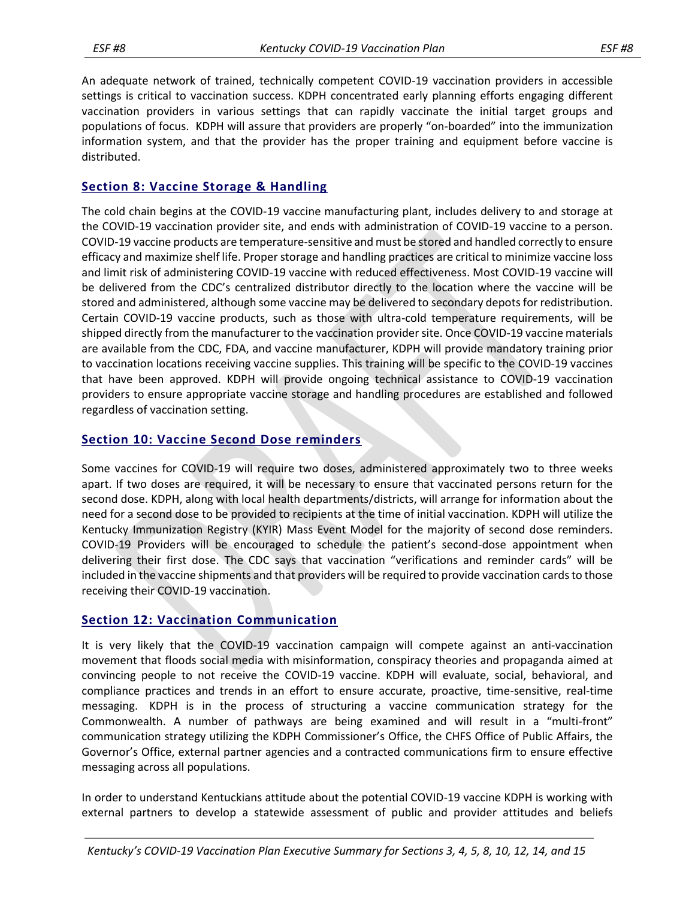An adequate network of trained, technically competent COVID-19 vaccination providers in accessible settings is critical to vaccination success. KDPH concentrated early planning efforts engaging different vaccination providers in various settings that can rapidly vaccinate the initial target groups and populations of focus. KDPH will assure that providers are properly "on-boarded" into the immunization information system, and that the provider has the proper training and equipment before vaccine is distributed.

## Section 8: Vaccine Storage & Handling

The cold chain begins at the COVID-19 vaccine manufacturing plant, includes delivery to and storage at the COVID-19 vaccination provider site, and ends with administration of COVID-19 vaccine to a person. COVID-19 vaccine products are temperature-sensitive and must be stored and handled correctly to ensure efficacy and maximize shelf life. Proper storage and handling practices are critical to minimize vaccine loss and limit risk of administering COVID-19 vaccine with reduced effectiveness. Most COVID-19 vaccine will be delivered from the CDC's centralized distributor directly to the location where the vaccine will be stored and administered, although some vaccine may be delivered to secondary depots for redistribution. Certain COVID-19 vaccine products, such as those with ultra-cold temperature requirements, will be shipped directly from the manufacturer to the vaccination provider site. Once COVID-19 vaccine materials are available from the CDC, FDA, and vaccine manufacturer, KDPH will provide mandatory training prior to vaccination locations receiving vaccine supplies. This training will be specific to the COVID-19 vaccines that have been approved. KDPH will provide ongoing technical assistance to COVID-19 vaccination providers to ensure appropriate vaccine storage and handling procedures are established and followed regardless of vaccination setting.

## Section 10: Vaccine Second Dose reminders

Some vaccines for COVID-19 will require two doses, administered approximately two to three weeks apart. If two doses are required, it will be necessary to ensure that vaccinated persons return for the second dose. KDPH, along with local health departments/districts, will arrange for information about the need for a second dose to be provided to recipients at the time of initial vaccination. KDPH will utilize the Kentucky Immunization Registry (KYIR) Mass Event Model for the majority of second dose reminders. COVID-19 Providers will be encouraged to schedule the patient's second-dose appointment when delivering their first dose. The CDC says that vaccination "verifications and reminder cards" will be included in the vaccine shipments and that providers will be required to provide vaccination cards to those receiving their COVID-19 vaccination.

## Section 12: Vaccination Communication

It is very likely that the COVID-19 vaccination campaign will compete against an anti-vaccination movement that floods social media with misinformation, conspiracy theories and propaganda aimed at convincing people to not receive the COVID-19 vaccine. KDPH will evaluate, social, behavioral, and compliance practices and trends in an effort to ensure accurate, proactive, time-sensitive, real-time messaging. KDPH is in the process of structuring a vaccine communication strategy for the Commonwealth. A number of pathways are being examined and will result in a "multi-front" communication strategy utilizing the KDPH Commissioner's Office, the CHFS Office of Public Affairs, the Governor's Office, external partner agencies and a contracted communications firm to ensure effective messaging across all populations.

In order to understand Kentuckians attitude about the potential COVID-19 vaccine KDPH is working with external partners to develop a statewide assessment of public and provider attitudes and beliefs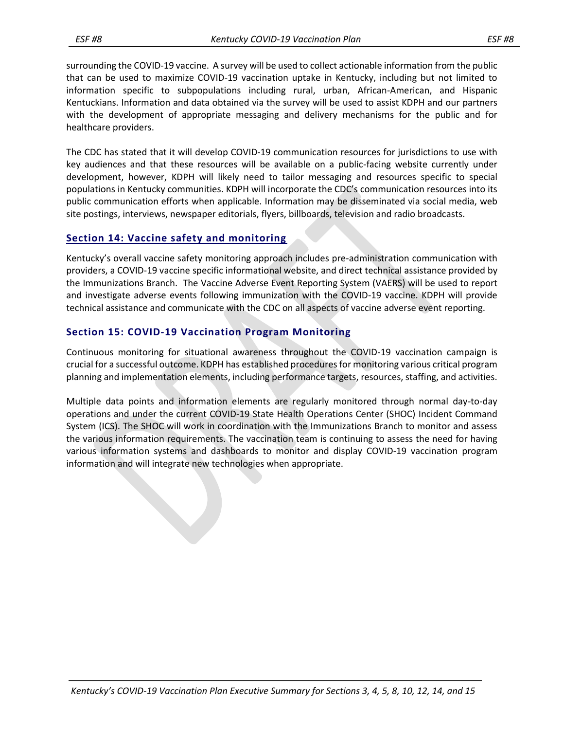surrounding the COVID-19 vaccine. A survey will be used to collect actionable information from the public that can be used to maximize COVID-19 vaccination uptake in Kentucky, including but not limited to information specific to subpopulations including rural, urban, African-American, and Hispanic Kentuckians. Information and data obtained via the survey will be used to assist KDPH and our partners with the development of appropriate messaging and delivery mechanisms for the public and for healthcare providers.

The CDC has stated that it will develop COVID-19 communication resources for jurisdictions to use with key audiences and that these resources will be available on a public-facing website currently under development, however, KDPH will likely need to tailor messaging and resources specific to special populations in Kentucky communities. KDPH will incorporate the CDC's communication resources into its public communication efforts when applicable. Information may be disseminated via social media, web site postings, interviews, newspaper editorials, flyers, billboards, television and radio broadcasts.

## Section 14: Vaccine safety and monitoring

Kentucky's overall vaccine safety monitoring approach includes pre-administration communication with providers, a COVID-19 vaccine specific informational website, and direct technical assistance provided by the Immunizations Branch. The Vaccine Adverse Event Reporting System (VAERS) will be used to report and investigate adverse events following immunization with the COVID-19 vaccine. KDPH will provide technical assistance and communicate with the CDC on all aspects of vaccine adverse event reporting.

## Section 15: COVID-19 Vaccination Program Monitoring

Continuous monitoring for situational awareness throughout the COVID-19 vaccination campaign is crucial for a successful outcome. KDPH has established procedures for monitoring various critical program planning and implementation elements, including performance targets, resources, staffing, and activities.

Multiple data points and information elements are regularly monitored through normal day-to-day operations and under the current COVID-19 State Health Operations Center (SHOC) Incident Command System (ICS). The SHOC will work in coordination with the Immunizations Branch to monitor and assess the various information requirements. The vaccination team is continuing to assess the need for having various information systems and dashboards to monitor and display COVID-19 vaccination program information and will integrate new technologies when appropriate.